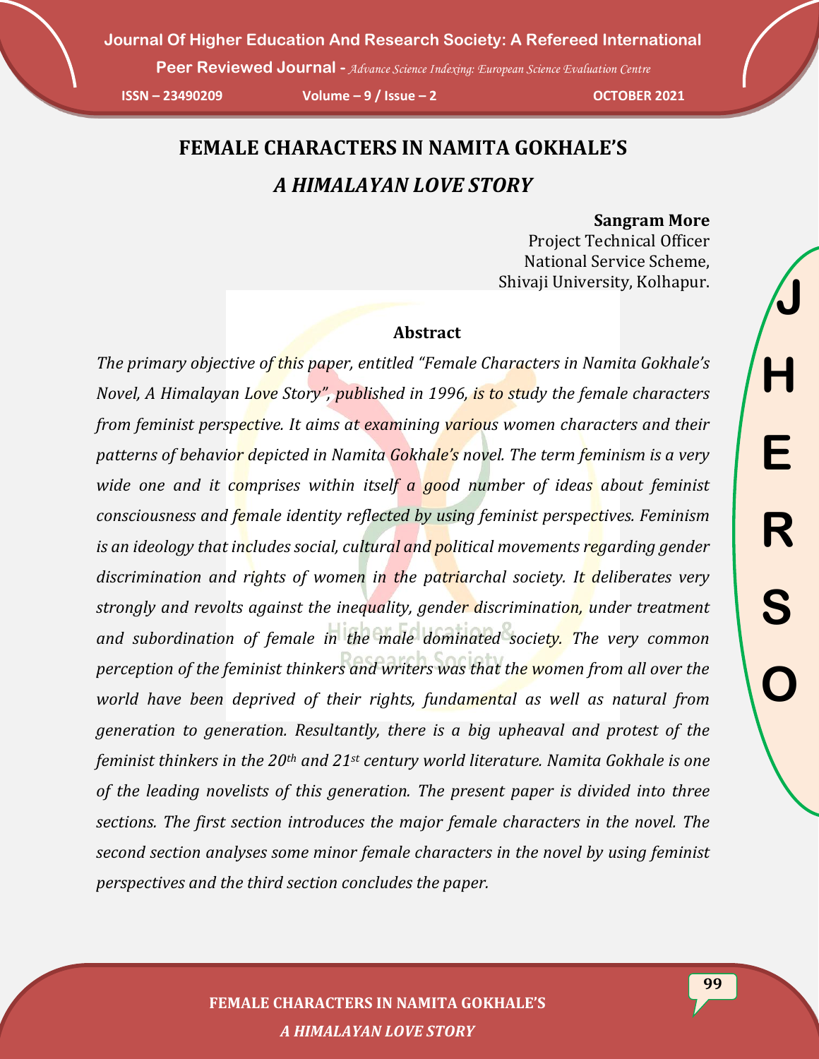# FEMALE CHARACTERS IN NAMITA GOKHALE'S *A HIMALAYAN LOVE STORY*

**Sangram More**
Project Technical Officer
National Service Scheme,
Shivaji University, Kolhapur.

## Abstract

*The primary objective of this paper, entitled "Female Characters in Namita Gokhale's Novel, A Himalayan Love Story", published in 1996, is to study the female characters from feminist perspective. It aims at examining various women characters and their patterns of behavior depicted in Namita Gokhale's novel. The term feminism is a very wide one and it comprises within itself a good number of ideas about feminist consciousness and female identity reflected by using feminist perspectives. Feminism is an ideology that includes social, cultural and political movements regarding gender discrimination and rights of women in the patriarchal society. It deliberates very strongly and revolts against the inequality, gender discrimination, under treatment and subordination of female in the male dominated society. The very common perception of the feminist thinkers and writers was that the women from all over the world have been deprived of their rights, fundamental as well as natural from generation to generation. Resultantly, there is a big upheaval and protest of the feminist thinkers in the 20th and 21st century world literature. Namita Gokhale is one of the leading novelists of this generation. The present paper is divided into three sections. The first section introduces the major female characters in the novel. The second section analyses some minor female characters in the novel by using feminist perspectives and the third section concludes the paper.*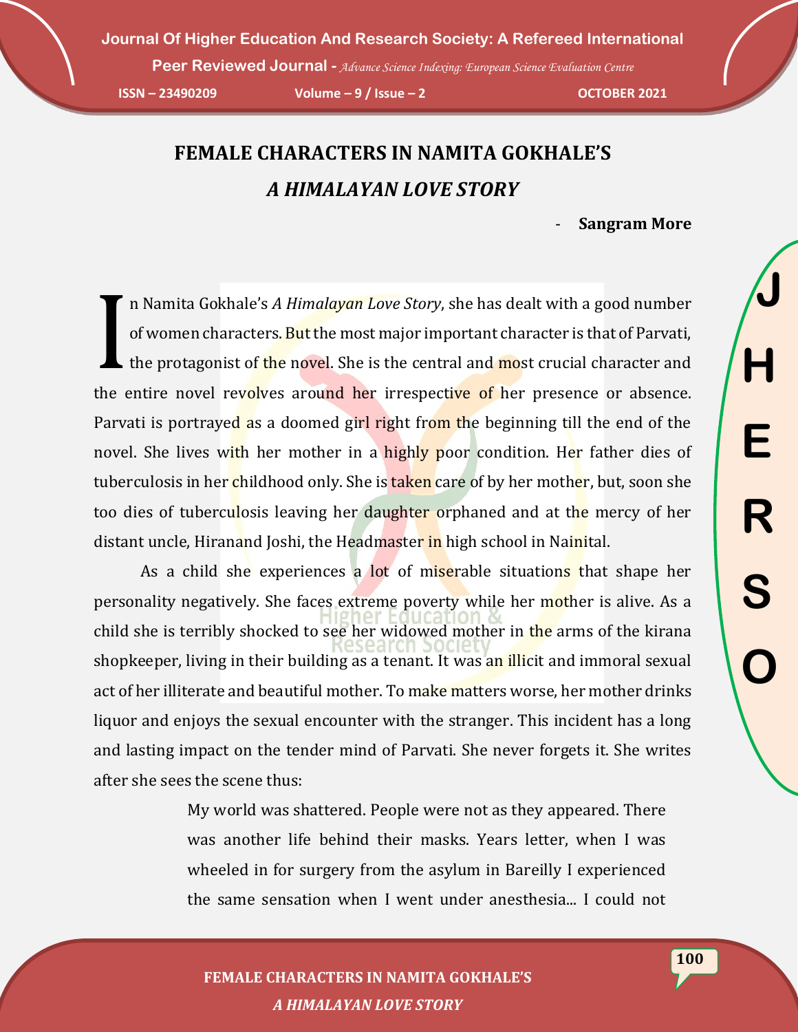# FEMALE CHARACTERS IN NAMITA GOKHALE'S *A HIMALAYAN LOVE STORY*

- **Sangram More**

In Namita Gokhale's *A Himalayan Love Story*, she has dealt with a good number of women characters. But the most major important character is that of Parvati, the protagonist of the novel. She is the central and most crucial character and the entire novel revolves around her irrespective of her presence or absence. Parvati is portrayed as a doomed girl right from the beginning till the end of the novel. She lives with her mother in a highly poor condition. Her father dies of tuberculosis in her childhood only. She is taken care of by her mother, but, soon she too dies of tuberculosis leaving her daughter orphaned and at the mercy of her distant uncle, Hiranand Joshi, the Headmaster in high school in Nainital.

As a child she experiences a lot of miserable situations that shape her personality negatively. She faces extreme poverty while her mother is alive. As a child she is terribly shocked to see her widowed mother in the arms of the kirana shopkeeper, living in their building as a tenant. It was an illicit and immoral sexual act of her illiterate and beautiful mother. To make matters worse, her mother drinks liquor and enjoys the sexual encounter with the stranger. This incident has a long and lasting impact on the tender mind of Parvati. She never forgets it. She writes after she sees the scene thus:

> My world was shattered. People were not as they appeared. There was another life behind their masks. Years letter, when I was wheeled in for surgery from the asylum in Bareilly I experienced the same sensation when I went under anesthesia... I could not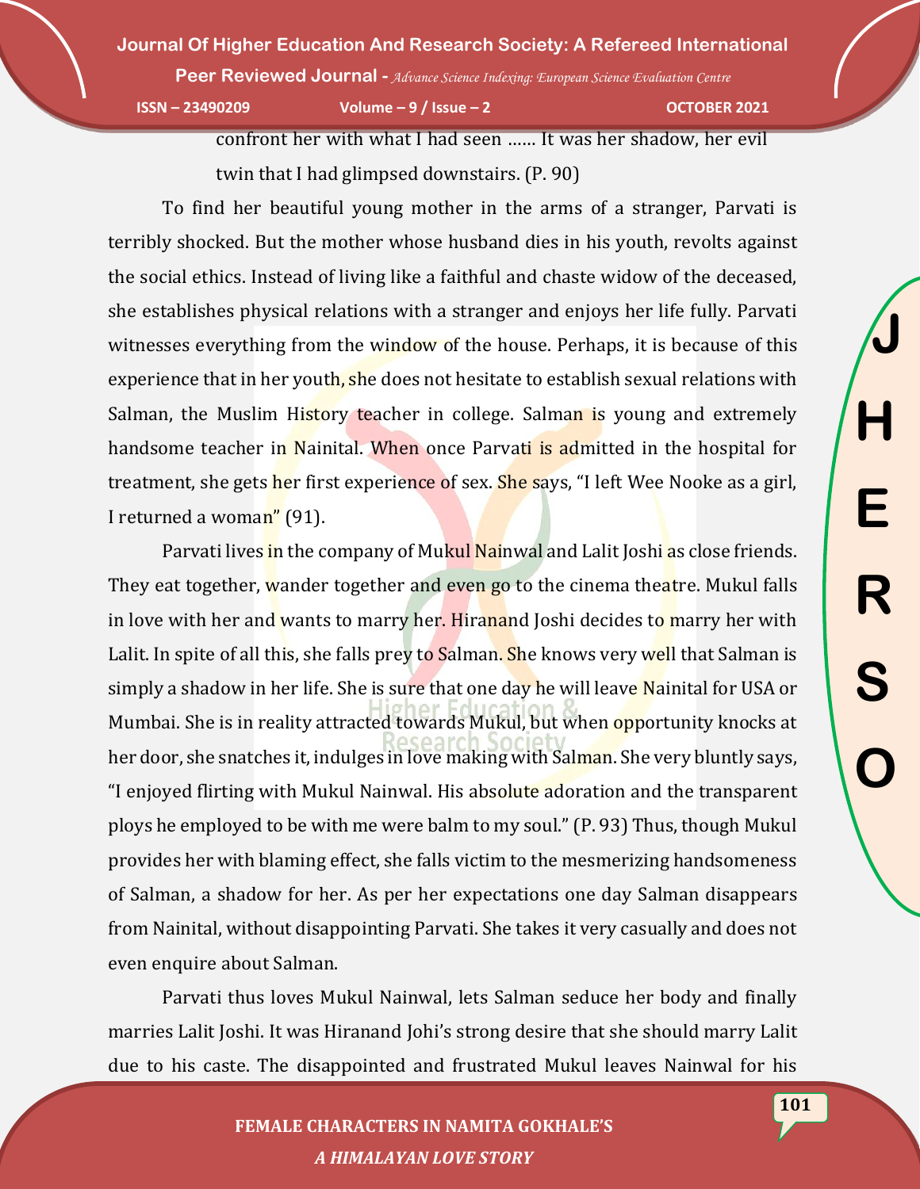confront her with what I had seen …… It was her shadow, her evil twin that I had glimpsed downstairs. (P. 90)

To find her beautiful young mother in the arms of a stranger, Parvati is terribly shocked. But the mother whose husband dies in his youth, revolts against the social ethics. Instead of living like a faithful and chaste widow of the deceased, she establishes physical relations with a stranger and enjoys her life fully. Parvati witnesses everything from the window of the house. Perhaps, it is because of this experience that in her youth, she does not hesitate to establish sexual relations with Salman, the Muslim History teacher in college. Salman is young and extremely handsome teacher in Nainital. When once Parvati is admitted in the hospital for treatment, she gets her first experience of sex. She says, "I left Wee Nooke as a girl, I returned a woman" (91).

Parvati lives in the company of Mukul Nainwal and Lalit Joshi as close friends. They eat together, wander together and even go to the cinema theatre. Mukul falls in love with her and wants to marry her. Hiranand Joshi decides to marry her with Lalit. In spite of all this, she falls prey to Salman. She knows very well that Salman is simply a shadow in her life. She is sure that one day he will leave Nainital for USA or Mumbai. She is in reality attracted towards Mukul, but when opportunity knocks at her door, she snatches it, indulges in love making with Salman. She very bluntly says, "I enjoyed flirting with Mukul Nainwal. His absolute adoration and the transparent ploys he employed to be with me were balm to my soul." (P. 93) Thus, though Mukul provides her with blaming effect, she falls victim to the mesmerizing handsomeness of Salman, a shadow for her. As per her expectations one day Salman disappears from Nainital, without disappointing Parvati. She takes it very casually and does not even enquire about Salman.

Parvati thus loves Mukul Nainwal, lets Salman seduce her body and finally marries Lalit Joshi. It was Hiranand Johi's strong desire that she should marry Lalit due to his caste. The disappointed and frustrated Mukul leaves Nainwal for his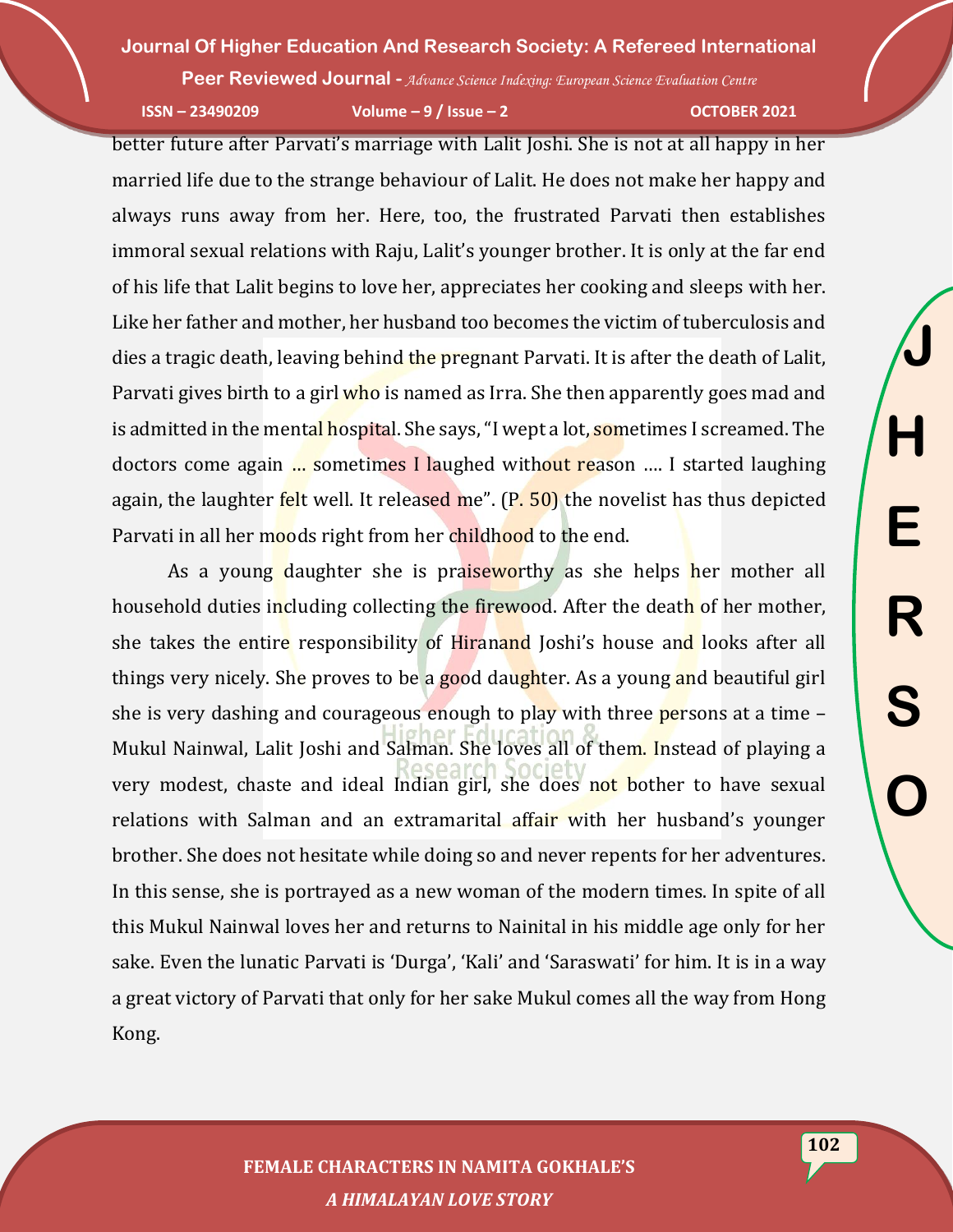better future after Parvati's marriage with Lalit Joshi. She is not at all happy in her married life due to the strange behaviour of Lalit. He does not make her happy and always runs away from her. Here, too, the frustrated Parvati then establishes immoral sexual relations with Raju, Lalit's younger brother. It is only at the far end of his life that Lalit begins to love her, appreciates her cooking and sleeps with her. Like her father and mother, her husband too becomes the victim of tuberculosis and dies a tragic death, leaving behind the pregnant Parvati. It is after the death of Lalit, Parvati gives birth to a girl who is named as Irra. She then apparently goes mad and is admitted in the mental hospital. She says, "I wept a lot, sometimes I screamed. The doctors come again … sometimes I laughed without reason …. I started laughing again, the laughter felt well. It released me". (P. 50) the novelist has thus depicted Parvati in all her moods right from her childhood to the end.

As a young daughter she is praiseworthy as she helps her mother all household duties including collecting the firewood. After the death of her mother, she takes the entire responsibility of Hiranand Joshi's house and looks after all things very nicely. She proves to be a good daughter. As a young and beautiful girl she is very dashing and courageous enough to play with three persons at a time – Mukul Nainwal, Lalit Joshi and Salman. She loves all of them. Instead of playing a very modest, chaste and ideal Indian girl, she does not bother to have sexual relations with Salman and an extramarital affair with her husband's younger brother. She does not hesitate while doing so and never repents for her adventures. In this sense, she is portrayed as a new woman of the modern times. In spite of all this Mukul Nainwal loves her and returns to Nainital in his middle age only for her sake. Even the lunatic Parvati is 'Durga', 'Kali' and 'Saraswati' for him. It is in a way a great victory of Parvati that only for her sake Mukul comes all the way from Hong Kong.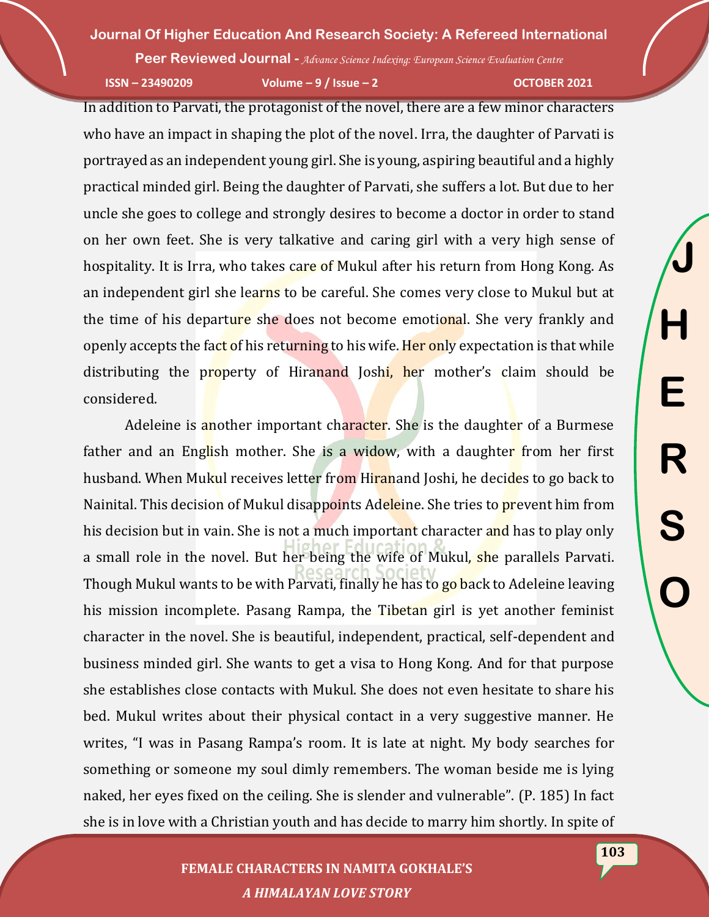In addition to Parvati, the protagonist of the novel, there are a few minor characters who have an impact in shaping the plot of the novel. Irra, the daughter of Parvati is portrayed as an independent young girl. She is young, aspiring beautiful and a highly practical minded girl. Being the daughter of Parvati, she suffers a lot. But due to her uncle she goes to college and strongly desires to become a doctor in order to stand on her own feet. She is very talkative and caring girl with a very high sense of hospitality. It is Irra, who takes care of Mukul after his return from Hong Kong. As an independent girl she learns to be careful. She comes very close to Mukul but at the time of his departure she does not become emotional. She very frankly and openly accepts the fact of his returning to his wife. Her only expectation is that while distributing the property of Hiranand Joshi, her mother's claim should be considered.

Adeleine is another important character. She is the daughter of a Burmese father and an English mother. She is a widow, with a daughter from her first husband. When Mukul receives letter from Hiranand Joshi, he decides to go back to Nainital. This decision of Mukul disappoints Adeleine. She tries to prevent him from his decision but in vain. She is not a much important character and has to play only a small role in the novel. But her being the wife of Mukul, she parallels Parvati. Though Mukul wants to be with Parvati, finally he has to go back to Adeleine leaving his mission incomplete. Pasang Rampa, the Tibetan girl is yet another feminist character in the novel. She is beautiful, independent, practical, self-dependent and business minded girl. She wants to get a visa to Hong Kong. And for that purpose she establishes close contacts with Mukul. She does not even hesitate to share his bed. Mukul writes about their physical contact in a very suggestive manner. He writes, "I was in Pasang Rampa's room. It is late at night. My body searches for something or someone my soul dimly remembers. The woman beside me is lying naked, her eyes fixed on the ceiling. She is slender and vulnerable". (P. 185) In fact she is in love with a Christian youth and has decide to marry him shortly. In spite of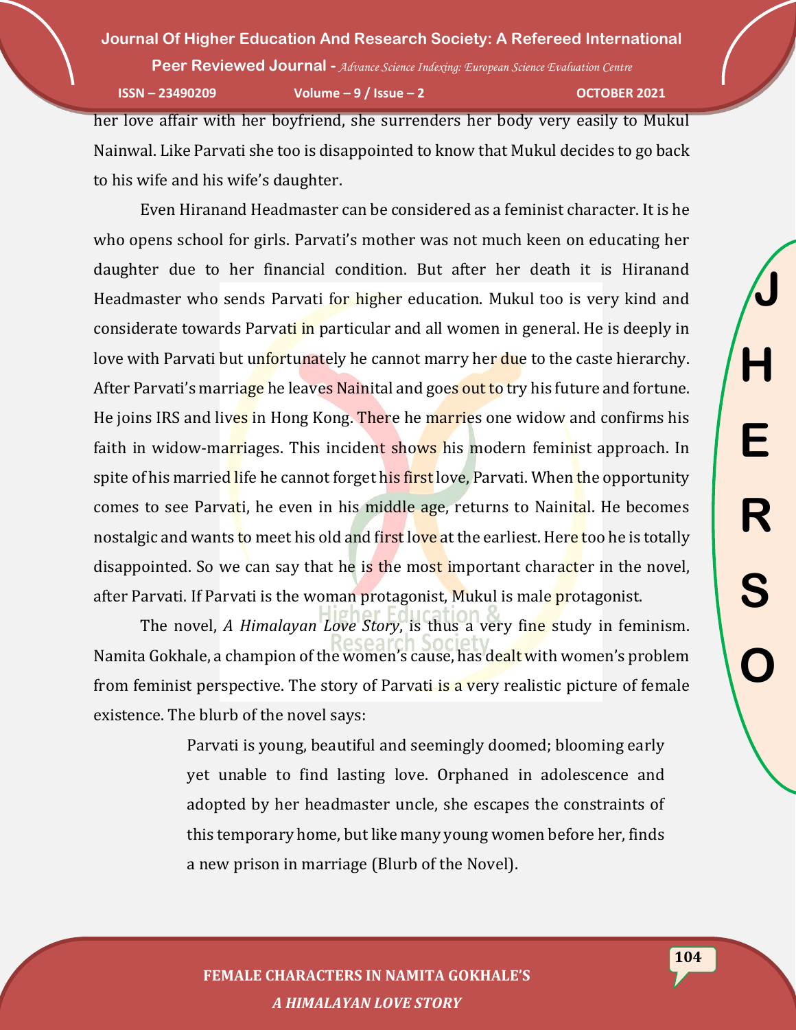her love affair with her boyfriend, she surrenders her body very easily to Mukul Nainwal. Like Parvati she too is disappointed to know that Mukul decides to go back to his wife and his wife's daughter.

Even Hiranand Headmaster can be considered as a feminist character. It is he who opens school for girls. Parvati's mother was not much keen on educating her daughter due to her financial condition. But after her death it is Hiranand Headmaster who sends Parvati for higher education. Mukul too is very kind and considerate towards Parvati in particular and all women in general. He is deeply in love with Parvati but unfortunately he cannot marry her due to the caste hierarchy. After Parvati's marriage he leaves Nainital and goes out to try his future and fortune. He joins IRS and lives in Hong Kong. There he marries one widow and confirms his faith in widow-marriages. This incident shows his modern feminist approach. In spite of his married life he cannot forget his first love, Parvati. When the opportunity comes to see Parvati, he even in his middle age, returns to Nainital. He becomes nostalgic and wants to meet his old and first love at the earliest. Here too he is totally disappointed. So we can say that he is the most important character in the novel, after Parvati. If Parvati is the woman protagonist, Mukul is male protagonist.

The novel, *A Himalayan Love Story*, is thus a very fine study in feminism. Namita Gokhale, a champion of the women's cause, has dealt with women's problem from feminist perspective. The story of Parvati is a very realistic picture of female existence. The blurb of the novel says:

> Parvati is young, beautiful and seemingly doomed; blooming early yet unable to find lasting love. Orphaned in adolescence and adopted by her headmaster uncle, she escapes the constraints of this temporary home, but like many young women before her, finds a new prison in marriage (Blurb of the Novel).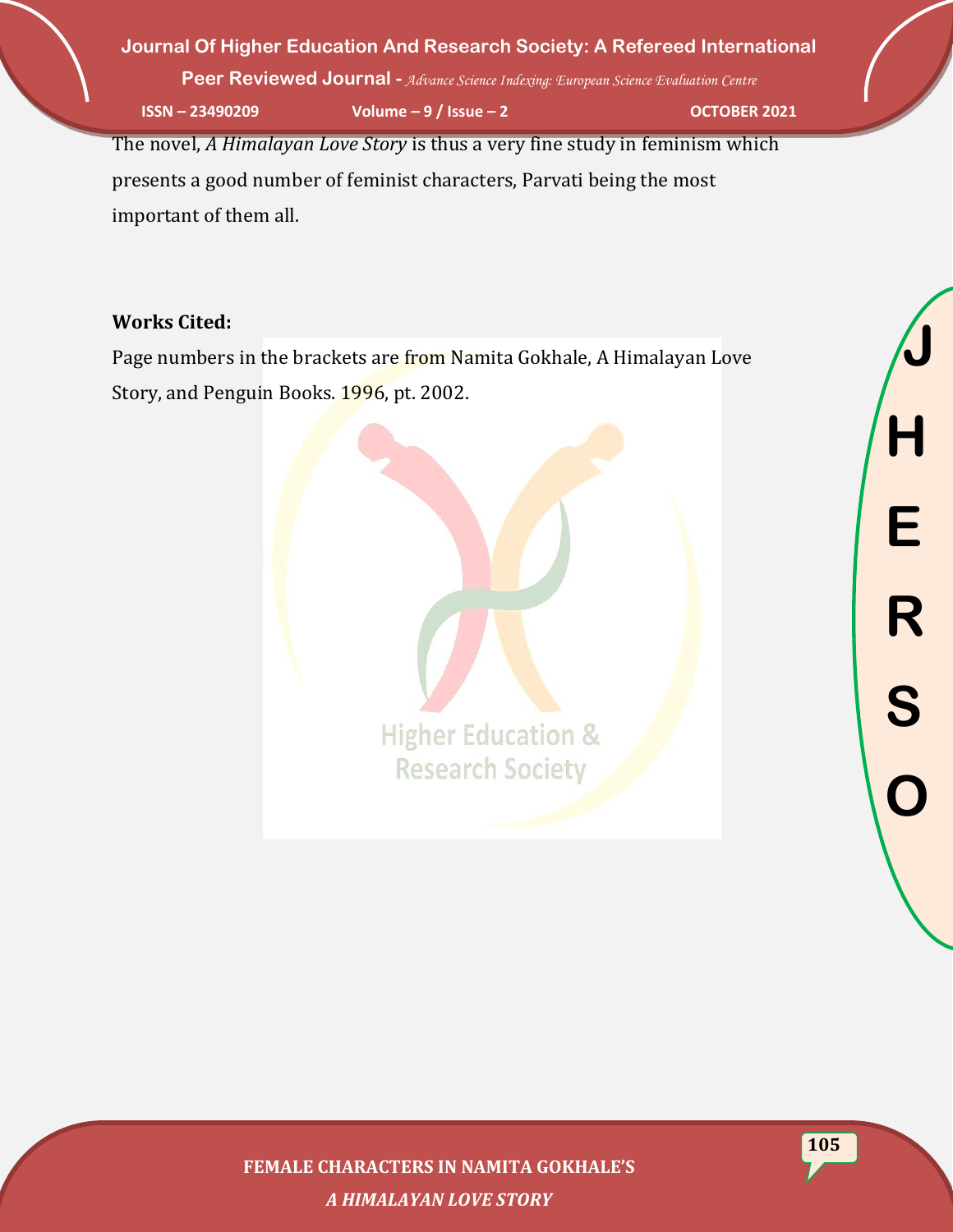The novel, *A Himalayan Love Story* is thus a very fine study in feminism which presents a good number of feminist characters, Parvati being the most important of them all.

**Works Cited:**

Page numbers in the brackets are from Namita Gokhale, A Himalayan Love Story, and Penguin Books. 1996, pt. 2002.